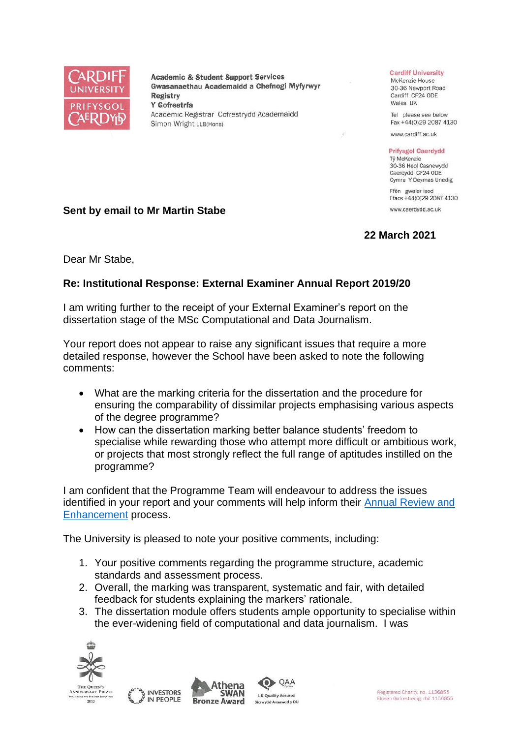Academic & Student Support Services
Gwasanaethau Academaidd a Chefnogi Myfyrwyr
Registry
Y Gofrestrfa
Academic Registrar Cofrestrydd Academaidd
Simon Wright LLB(Hons)

Cardiff University
McKenzie House
30-36 Newport Road
Cardiff CF24 0DE
Wales UK

Tel please see below
Fax +44(0)29 2087 4130

www.cardiff.ac.uk

Prifysgol Caerdydd
Tŷ McKenzie
30-36 Heol Casnewydd
Caerdydd CF24 0DE
Cymru Y Deyrnas Unedig

Ffôn gweler isod
Ffacs +44(0)29 2087 4130

www.caerdydd.ac.uk

**Sent by email to Mr Martin Stabe**

**22 March 2021**

Dear Mr Stabe,

**Re: Institutional Response: External Examiner Annual Report 2019/20**

I am writing further to the receipt of your External Examiner's report on the dissertation stage of the MSc Computational and Data Journalism.

Your report does not appear to raise any significant issues that require a more detailed response, however the School have been asked to note the following comments:

- What are the marking criteria for the dissertation and the procedure for ensuring the comparability of dissimilar projects emphasising various aspects of the degree programme?
- How can the dissertation marking better balance students' freedom to specialise while rewarding those who attempt more difficult or ambitious work, or projects that most strongly reflect the full range of aptitudes instilled on the programme?

I am confident that the Programme Team will endeavour to address the issues identified in your report and your comments will help inform their Annual Review and Enhancement process.

The University is pleased to note your positive comments, including:

1. Your positive comments regarding the programme structure, academic standards and assessment process.
2. Overall, the marking was transparent, systematic and fair, with detailed feedback for students explaining the markers' rationale.
3. The dissertation module offers students ample opportunity to specialise within the ever-widening field of computational and data journalism. I was

Registered Charity, no. 1136855
Elusen Gofrestredig, rhif 1136855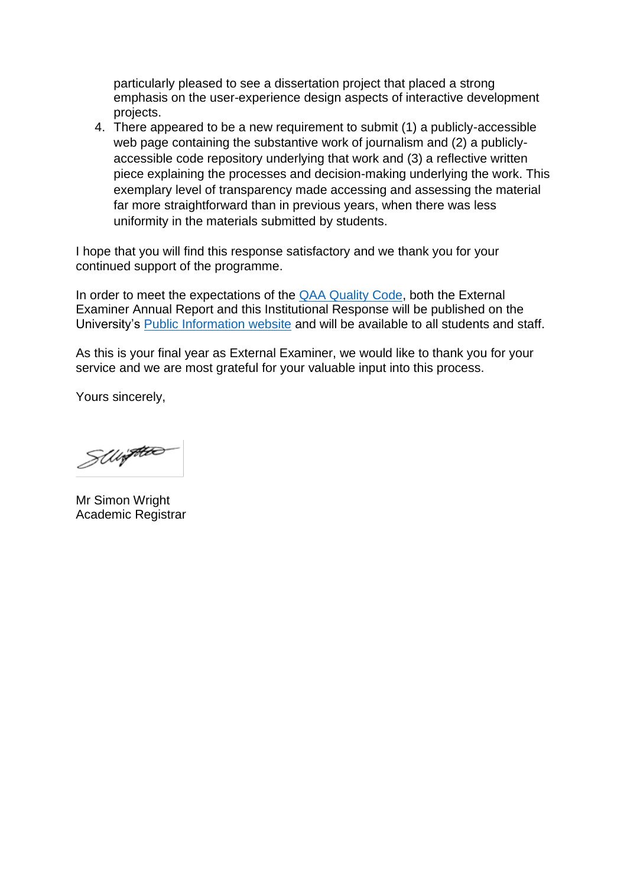particularly pleased to see a dissertation project that placed a strong emphasis on the user-experience design aspects of interactive development projects.

4. There appeared to be a new requirement to submit (1) a publicly-accessible web page containing the substantive work of journalism and (2) a publicly-accessible code repository underlying that work and (3) a reflective written piece explaining the processes and decision-making underlying the work. This exemplary level of transparency made accessing and assessing the material far more straightforward than in previous years, when there was less uniformity in the materials submitted by students.

I hope that you will find this response satisfactory and we thank you for your continued support of the programme.

In order to meet the expectations of the QAA Quality Code, both the External Examiner Annual Report and this Institutional Response will be published on the University's Public Information website and will be available to all students and staff.

As this is your final year as External Examiner, we would like to thank you for your service and we are most grateful for your valuable input into this process.

Yours sincerely,

Mr Simon Wright
Academic Registrar